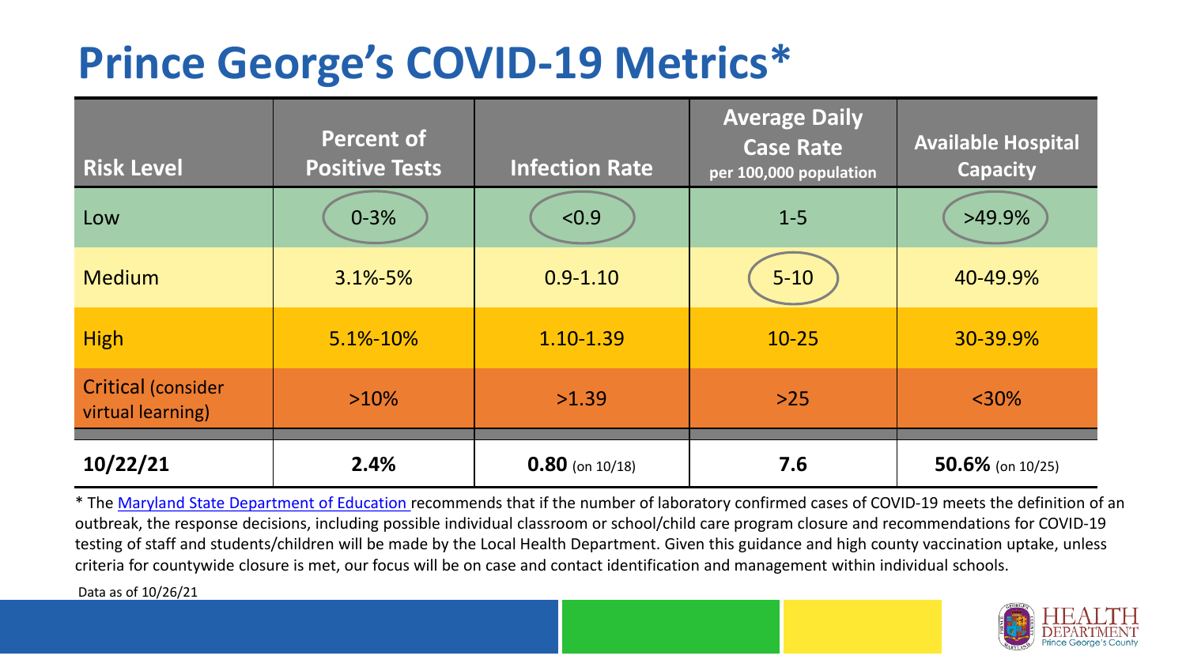# Prince George's COVID-19 Metrics*

| Risk Level | Percent of Positive Tests | Infection Rate | Average Daily Case Rate per 100,000 population | Available Hospital Capacity |
|---|---|---|---|---|
| Low | 0-3% | <0.9 | 1-5 | >49.9% |
| Medium | 3.1%-5% | 0.9-1.10 | 5-10 | 40-49.9% |
| High | 5.1%-10% | 1.10-1.39 | 10-25 | 30-39.9% |
| Critical (consider virtual learning) | >10% | >1.39 | >25 | <30% |
| **10/22/21** | **2.4%** | **0.80** (on 10/18) | **7.6** | **50.6%** (on 10/25) |

* The Maryland State Department of Education recommends that if the number of laboratory confirmed cases of COVID-19 meets the definition of an outbreak, the response decisions, including possible individual classroom or school/child care program closure and recommendations for COVID-19 testing of staff and students/children will be made by the Local Health Department. Given this guidance and high county vaccination uptake, unless criteria for countywide closure is met, our focus will be on case and contact identification and management within individual schools.

Data as of 10/26/21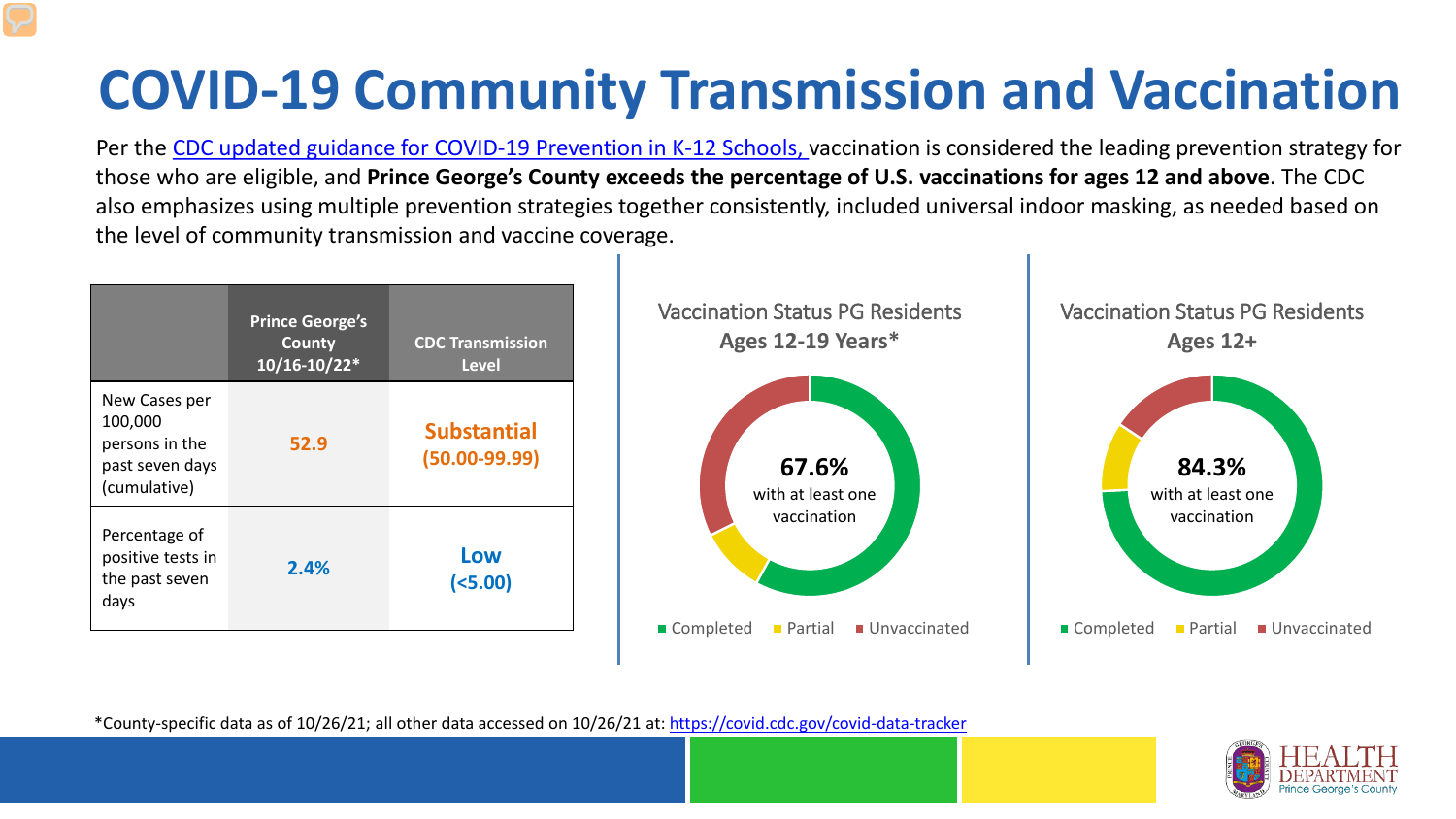# COVID-19 Community Transmission and Vaccination

Per the CDC updated guidance for COVID-19 Prevention in K-12 Schools, vaccination is considered the leading prevention strategy for those who are eligible, and **Prince George's County exceeds the percentage of U.S. vaccinations for ages 12 and above**. The CDC also emphasizes using multiple prevention strategies together consistently, included universal indoor masking, as needed based on the level of community transmission and vaccine coverage.

| | Prince George's County 10/16-10/22* | CDC Transmission Level |
|---|---|---|
| New Cases per 100,000 persons in the past seven days (cumulative) | 52.9 | **Substantial (50.00-99.99)** |
| Percentage of positive tests in the past seven days | 2.4% | **Low (<5.00)** |

Vaccination Status PG Residents
**Ages 12-19 Years***

**67.6%** with at least one vaccination

Completed · Partial · Unvaccinated

Vaccination Status PG Residents
**Ages 12+**

**84.3%** with at least one vaccination

Completed · Partial · Unvaccinated

*County-specific data as of 10/26/21; all other data accessed on 10/26/21 at: https://covid.cdc.gov/covid-data-tracker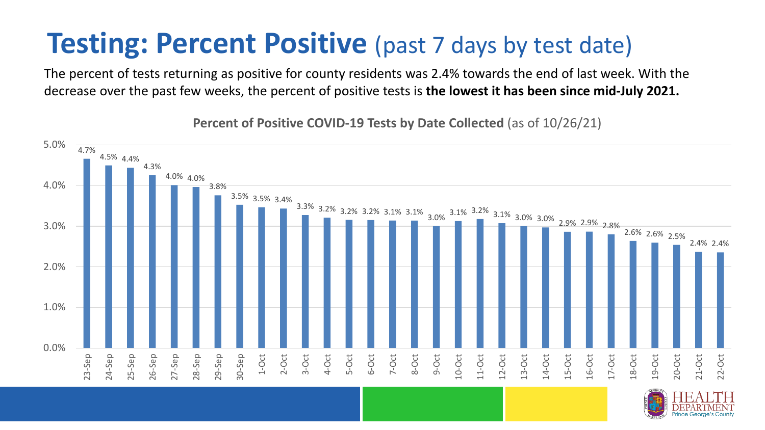# Testing: Percent Positive (past 7 days by test date)

The percent of tests returning as positive for county residents was 2.4% towards the end of last week. With the decrease over the past few weeks, the percent of positive tests is **the lowest it has been since mid-July 2021.**

**Percent of Positive COVID-19 Tests by Date Collected** (as of 10/26/21)

| Date | Percent Positive |
| --- | --- |
| 23-Sep | 4.7% |
| 24-Sep | 4.5% |
| 25-Sep | 4.4% |
| 26-Sep | 4.3% |
| 27-Sep | 4.0% |
| 28-Sep | 4.0% |
| 29-Sep | 3.8% |
| 30-Sep | 3.5% |
| 1-Oct | 3.5% |
| 2-Oct | 3.4% |
| 3-Oct | 3.3% |
| 4-Oct | 3.2% |
| 5-Oct | 3.2% |
| 6-Oct | 3.2% |
| 7-Oct | 3.1% |
| 8-Oct | 3.1% |
| 9-Oct | 3.0% |
| 10-Oct | 3.1% |
| 11-Oct | 3.2% |
| 12-Oct | 3.1% |
| 13-Oct | 3.0% |
| 14-Oct | 3.0% |
| 15-Oct | 2.9% |
| 16-Oct | 2.9% |
| 17-Oct | 2.8% |
| 18-Oct | 2.6% |
| 19-Oct | 2.6% |
| 20-Oct | 2.5% |
| 21-Oct | 2.4% |
| 22-Oct | 2.4% |

HEALTH DEPARTMENT Prince George's County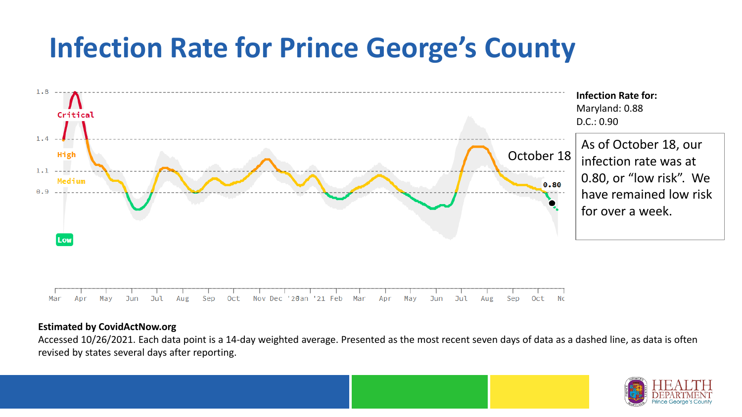# Infection Rate for Prince George's County

1.8
Critical
1.4
High
1.1
Medium
0.9
Low

October 18

0.80

Mar Apr May Jun Jul Aug Sep Oct Nov Dec '20 Jan '21 Feb Mar Apr May Jun Jul Aug Sep Oct No

**Infection Rate for:**
Maryland: 0.88
D.C.: 0.90

As of October 18, our infection rate was at 0.80, or "low risk". We have remained low risk for over a week.

**Estimated by CovidActNow.org**

Accessed 10/26/2021. Each data point is a 14-day weighted average. Presented as the most recent seven days of data as a dashed line, as data is often revised by states several days after reporting.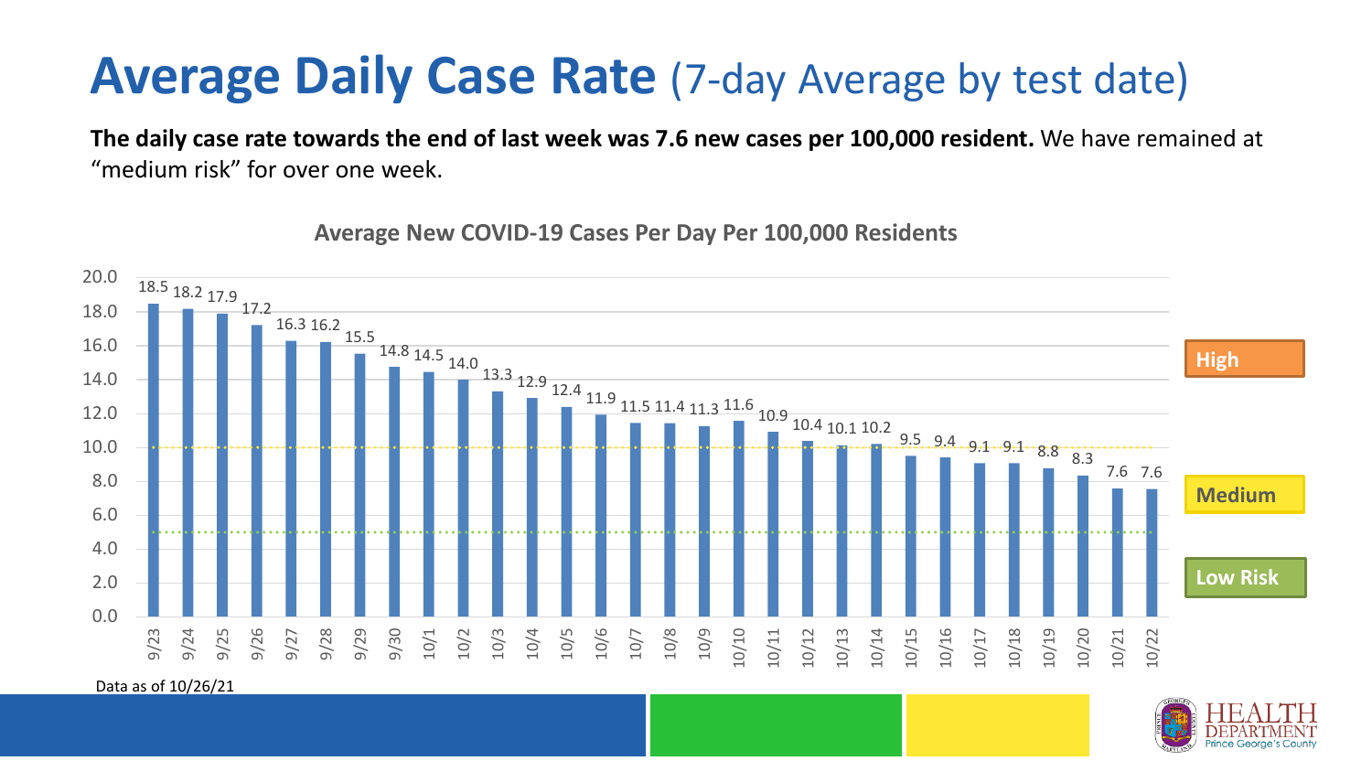# Average Daily Case Rate (7-day Average by test date)

**The daily case rate towards the end of last week was 7.6 new cases per 100,000 resident.** We have remained at "medium risk" for over one week.

**Average New COVID-19 Cases Per Day Per 100,000 Residents**

| Date | Cases per 100,000 |
|---|---|
| 9/23 | 18.5 |
| 9/24 | 18.2 |
| 9/25 | 17.9 |
| 9/26 | 17.2 |
| 9/27 | 16.3 |
| 9/28 | 16.2 |
| 9/29 | 15.5 |
| 9/30 | 14.8 |
| 10/1 | 14.5 |
| 10/2 | 14.0 |
| 10/3 | 13.3 |
| 10/4 | 12.9 |
| 10/5 | 12.4 |
| 10/6 | 11.9 |
| 10/7 | 11.5 |
| 10/8 | 11.4 |
| 10/9 | 11.3 |
| 10/10 | 11.6 |
| 10/11 | 10.9 |
| 10/12 | 10.4 |
| 10/13 | 10.1 |
| 10/14 | 10.2 |
| 10/15 | 9.5 |
| 10/16 | 9.4 |
| 10/17 | 9.1 |
| 10/18 | 9.1 |
| 10/19 | 8.8 |
| 10/20 | 8.3 |
| 10/21 | 7.6 |
| 10/22 | 7.6 |

High

Medium

Low Risk

Data as of 10/26/21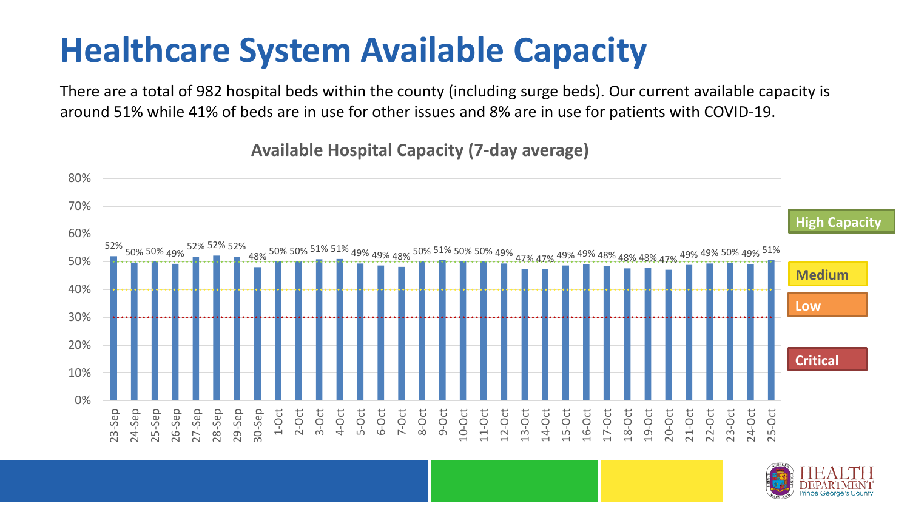# Healthcare System Available Capacity

There are a total of 982 hospital beds within the county (including surge beds). Our current available capacity is around 51% while 41% of beds are in use for other issues and 8% are in use for patients with COVID-19.

**Available Hospital Capacity (7-day average)**

80%
70%
60%
50%
40%
30%
20%
10%
0%

52% 50% 50% 49% 52% 52% 52% 48% 50% 50% 51% 51% 49% 49% 48% 50% 51% 50% 50% 49% 47% 47% 49% 49% 48% 48% 48% 47% 49% 49% 50% 49% 51%

23-Sep 24-Sep 25-Sep 26-Sep 27-Sep 28-Sep 29-Sep 30-Sep 1-Oct 2-Oct 3-Oct 4-Oct 5-Oct 6-Oct 7-Oct 8-Oct 9-Oct 10-Oct 11-Oct 12-Oct 13-Oct 14-Oct 15-Oct 16-Oct 17-Oct 18-Oct 19-Oct 20-Oct 21-Oct 22-Oct 23-Oct 24-Oct 25-Oct

High Capacity
Medium
Low
Critical